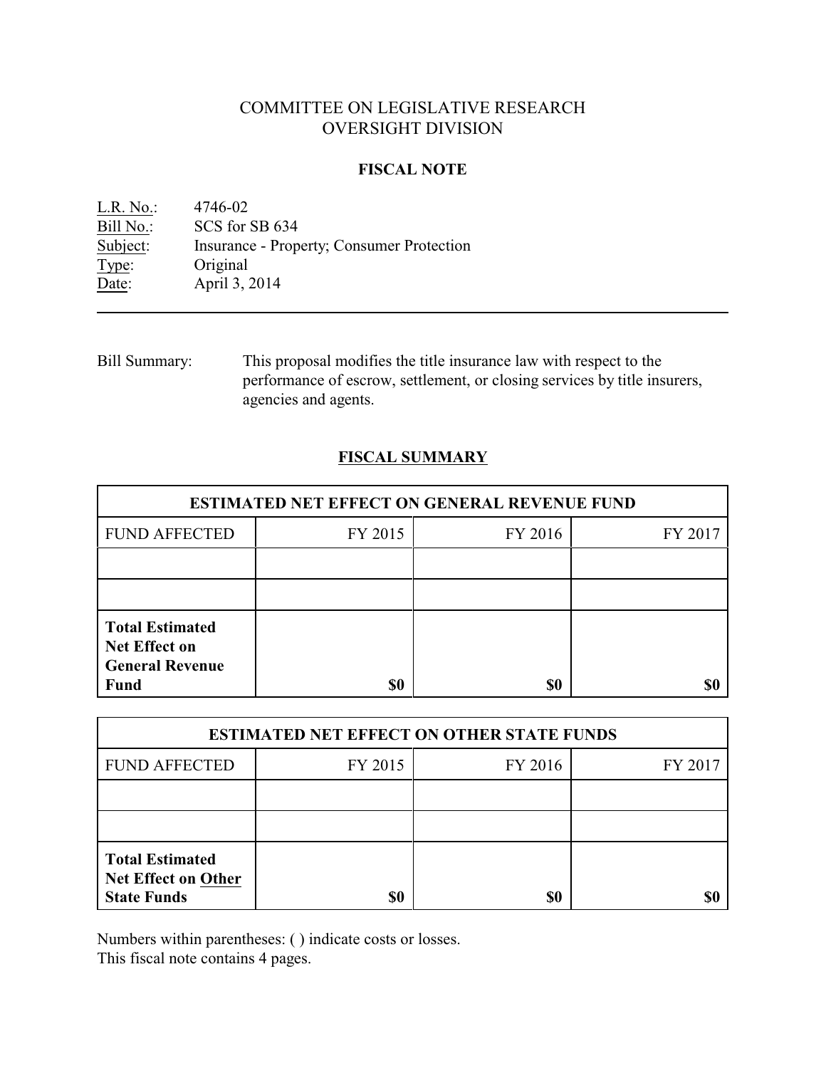# COMMITTEE ON LEGISLATIVE RESEARCH
# OVERSIGHT DIVISION

## FISCAL NOTE

L.R. No.: 4746-02
Bill No.: SCS for SB 634
Subject: Insurance - Property; Consumer Protection
Type: Original
Date: April 3, 2014

---

Bill Summary: This proposal modifies the title insurance law with respect to the performance of escrow, settlement, or closing services by title insurers, agencies and agents.

## FISCAL SUMMARY

| ESTIMATED NET EFFECT ON GENERAL REVENUE FUND | | | |
|---|---|---|---|
| FUND AFFECTED | FY 2015 | FY 2016 | FY 2017 |
| | | | |
| | | | |
| **Total Estimated Net Effect on General Revenue Fund** | **$0** | **$0** | **$0** |

| ESTIMATED NET EFFECT ON OTHER STATE FUNDS | | | |
|---|---|---|---|
| FUND AFFECTED | FY 2015 | FY 2016 | FY 2017 |
| | | | |
| | | | |
| **Total Estimated Net Effect on Other State Funds** | **$0** | **$0** | **$0** |

Numbers within parentheses: ( ) indicate costs or losses.
This fiscal note contains 4 pages.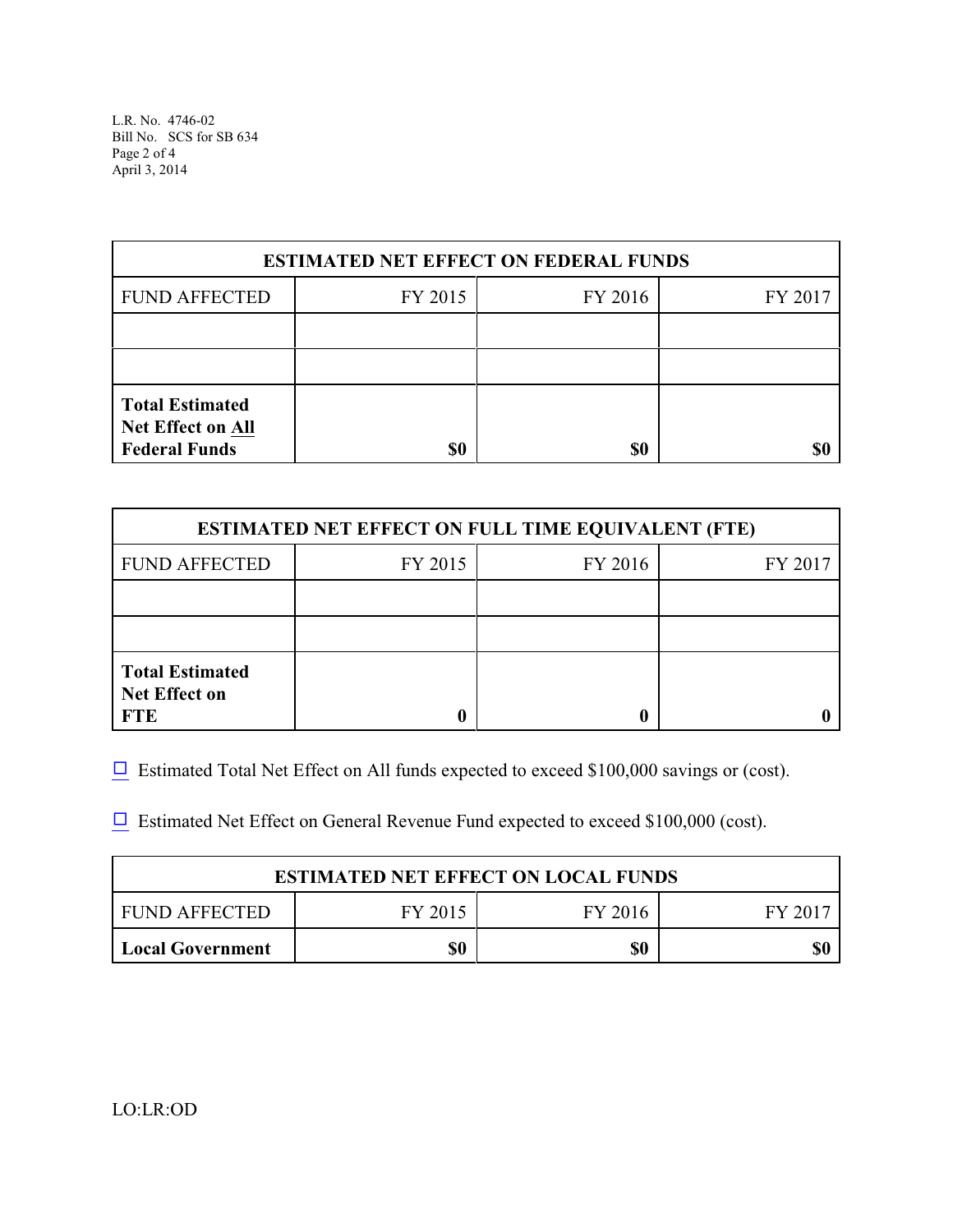| ESTIMATED NET EFFECT ON FEDERAL FUNDS | | | |
|---|---|---|---|
| FUND AFFECTED | FY 2015 | FY 2016 | FY 2017 |
| | | | |
| | | | |
| **Total Estimated Net Effect on All Federal Funds** | **$0** | **$0** | **$0** |

| ESTIMATED NET EFFECT ON FULL TIME EQUIVALENT (FTE) | | | |
|---|---|---|---|
| FUND AFFECTED | FY 2015 | FY 2016 | FY 2017 |
| | | | |
| | | | |
| **Total Estimated Net Effect on FTE** | **0** | **0** | **0** |

☐ Estimated Total Net Effect on All funds expected to exceed $100,000 savings or (cost).

☐ Estimated Net Effect on General Revenue Fund expected to exceed $100,000 (cost).

| ESTIMATED NET EFFECT ON LOCAL FUNDS | | | |
|---|---|---|---|
| FUND AFFECTED | FY 2015 | FY 2016 | FY 2017 |
| **Local Government** | **$0** | **$0** | **$0** |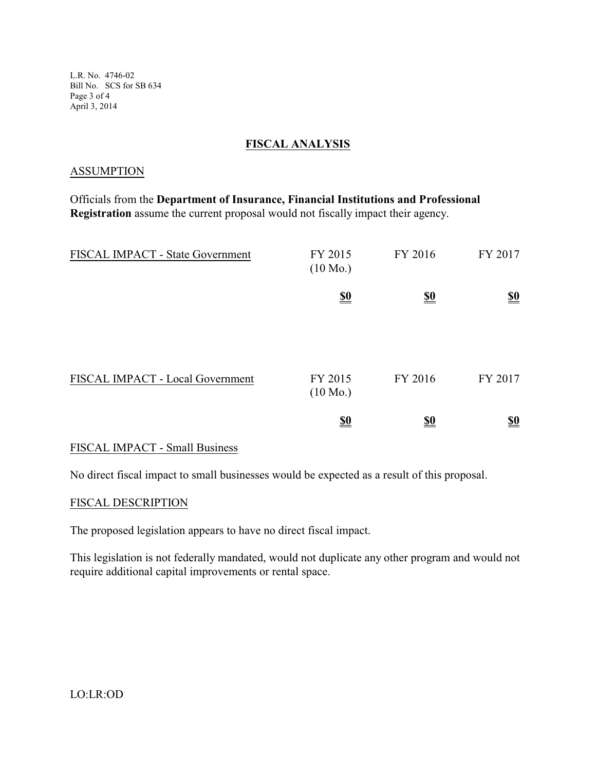# FISCAL ANALYSIS

## ASSUMPTION

Officials from the **Department of Insurance, Financial Institutions and Professional Registration** assume the current proposal would not fiscally impact their agency.

| FISCAL IMPACT - State Government | FY 2015 (10 Mo.) | FY 2016 | FY 2017 |
|---|---|---|---|
| | **$0** | **$0** | **$0** |

| FISCAL IMPACT - Local Government | FY 2015 (10 Mo.) | FY 2016 | FY 2017 |
|---|---|---|---|
| | **$0** | **$0** | **$0** |

## FISCAL IMPACT - Small Business

No direct fiscal impact to small businesses would be expected as a result of this proposal.

## FISCAL DESCRIPTION

The proposed legislation appears to have no direct fiscal impact.

This legislation is not federally mandated, would not duplicate any other program and would not require additional capital improvements or rental space.

LO:LR:OD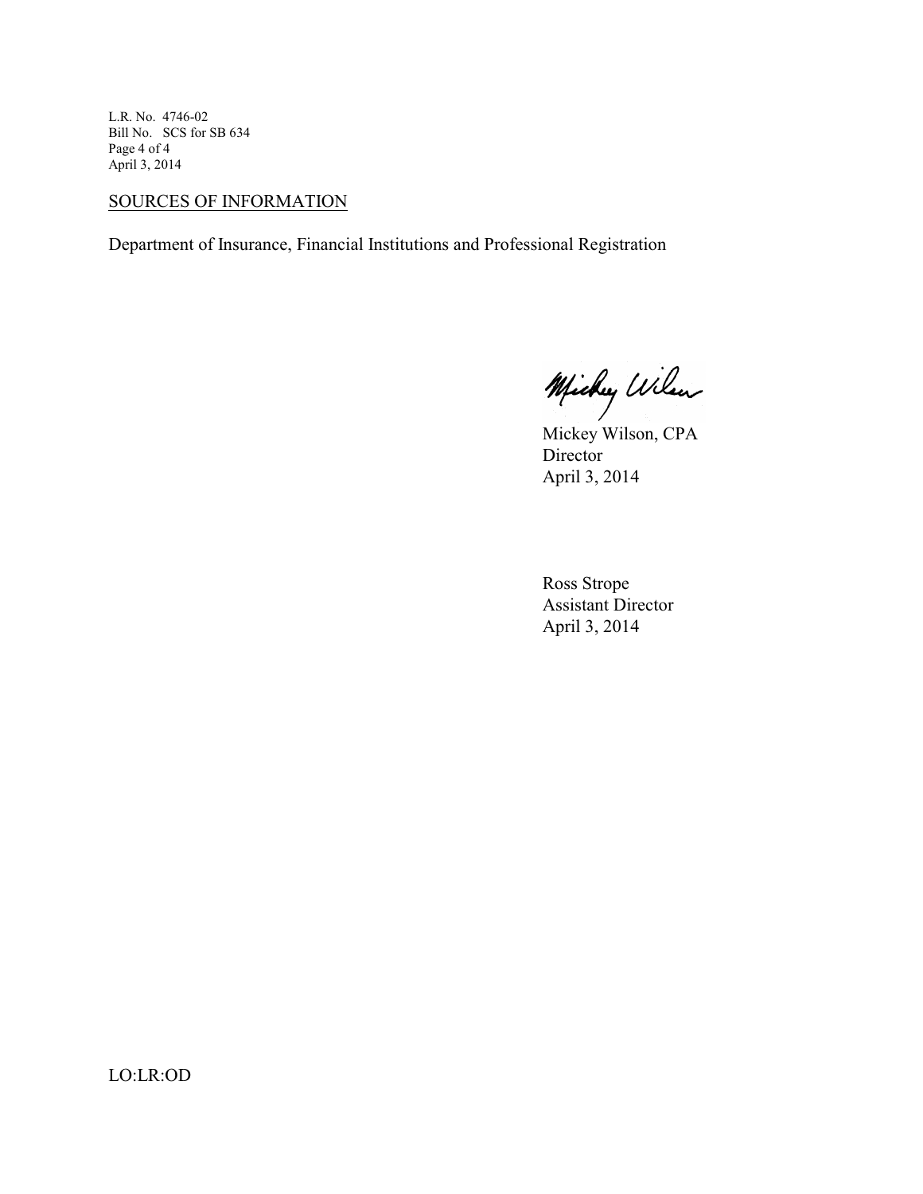## SOURCES OF INFORMATION

Department of Insurance, Financial Institutions and Professional Registration

Mickey Wilson, CPA
Director
April 3, 2014

Ross Strope
Assistant Director
April 3, 2014

LO:LR:OD